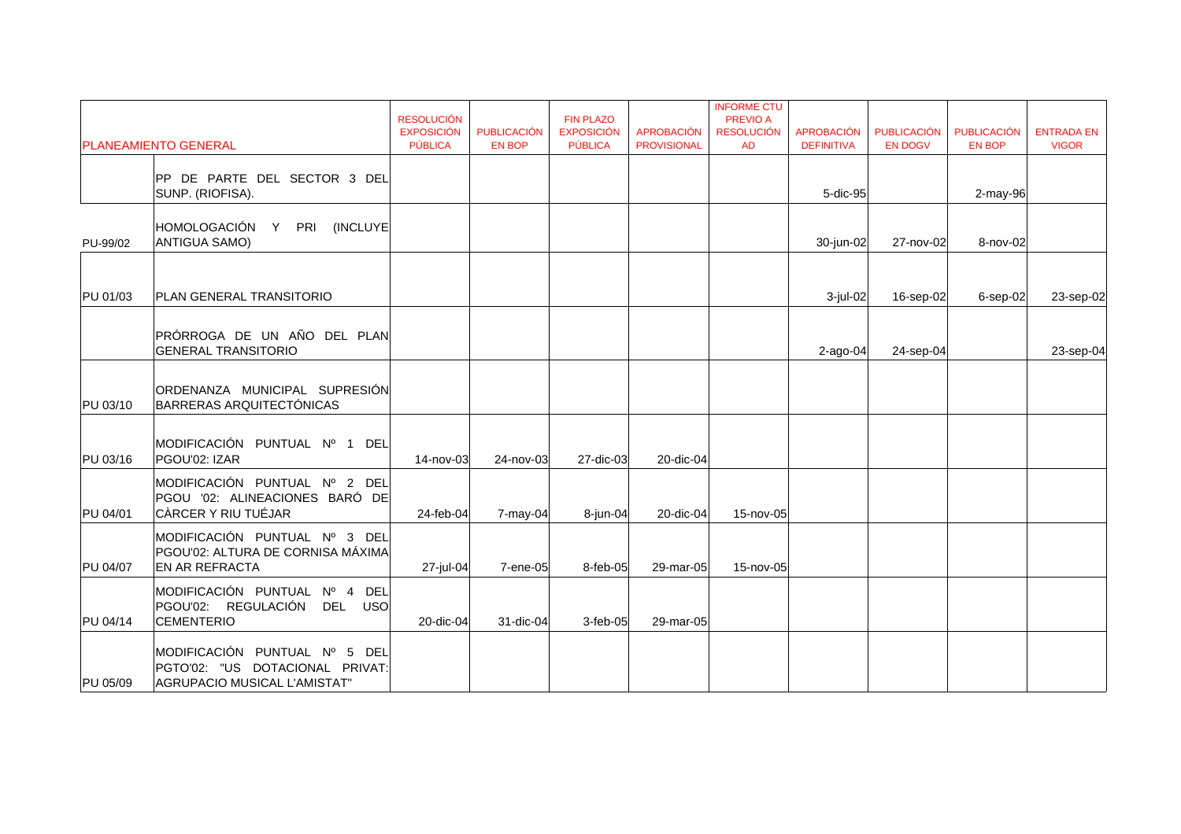| PLANEAMIENTO GENERAL | | RESOLUCIÓN EXPOSICIÓN PÚBLICA | PUBLICACIÓN EN BOP | FIN PLAZO EXPOSICIÓN PÚBLICA | APROBACIÓN PROVISIONAL | INFORME CTU PREVIO A RESOLUCIÓN AD | APROBACIÓN DEFINITIVA | PUBLICACIÓN EN DOGV | PUBLICACIÓN EN BOP | ENTRADA EN VIGOR |
|---|---|---|---|---|---|---|---|---|---|---|
| | PP DE PARTE DEL SECTOR 3 DEL SUNP. (RIOFISA). | | | | | | 5-dic-95 | | 2-may-96 | |
| PU-99/02 | HOMOLOGACIÓN Y PRI (INCLUYE ANTIGUA SAMO) | | | | | | 30-jun-02 | 27-nov-02 | 8-nov-02 | |
| PU 01/03 | PLAN GENERAL TRANSITORIO | | | | | | 3-jul-02 | 16-sep-02 | 6-sep-02 | 23-sep-02 |
| | PRÓRROGA DE UN AÑO DEL PLAN GENERAL TRANSITORIO | | | | | | 2-ago-04 | 24-sep-04 | | 23-sep-04 |
| PU 03/10 | ORDENANZA MUNICIPAL SUPRESIÓN BARRERAS ARQUITECTÓNICAS | | | | | | | | | |
| PU 03/16 | MODIFICACIÓN PUNTUAL Nº 1 DEL PGOU'02: IZAR | 14-nov-03 | 24-nov-03 | 27-dic-03 | 20-dic-04 | | | | | |
| PU 04/01 | MODIFICACIÓN PUNTUAL Nº 2 DEL PGOU '02: ALINEACIONES BARÓ DE CÀRCER Y RIU TUÉJAR | 24-feb-04 | 7-may-04 | 8-jun-04 | 20-dic-04 | 15-nov-05 | | | | |
| PU 04/07 | MODIFICACIÓN PUNTUAL Nº 3 DEL PGOU'02: ALTURA DE CORNISA MÁXIMA EN AR REFRACTA | 27-jul-04 | 7-ene-05 | 8-feb-05 | 29-mar-05 | 15-nov-05 | | | | |
| PU 04/14 | MODIFICACIÓN PUNTUAL Nº 4 DEL PGOU'02: REGULACIÓN DEL USO CEMENTERIO | 20-dic-04 | 31-dic-04 | 3-feb-05 | 29-mar-05 | | | | | |
| PU 05/09 | MODIFICACIÓN PUNTUAL Nº 5 DEL PGTO'02: "US DOTACIONAL PRIVAT: AGRUPACIO MUSICAL L'AMISTAT" | | | | | | | | | |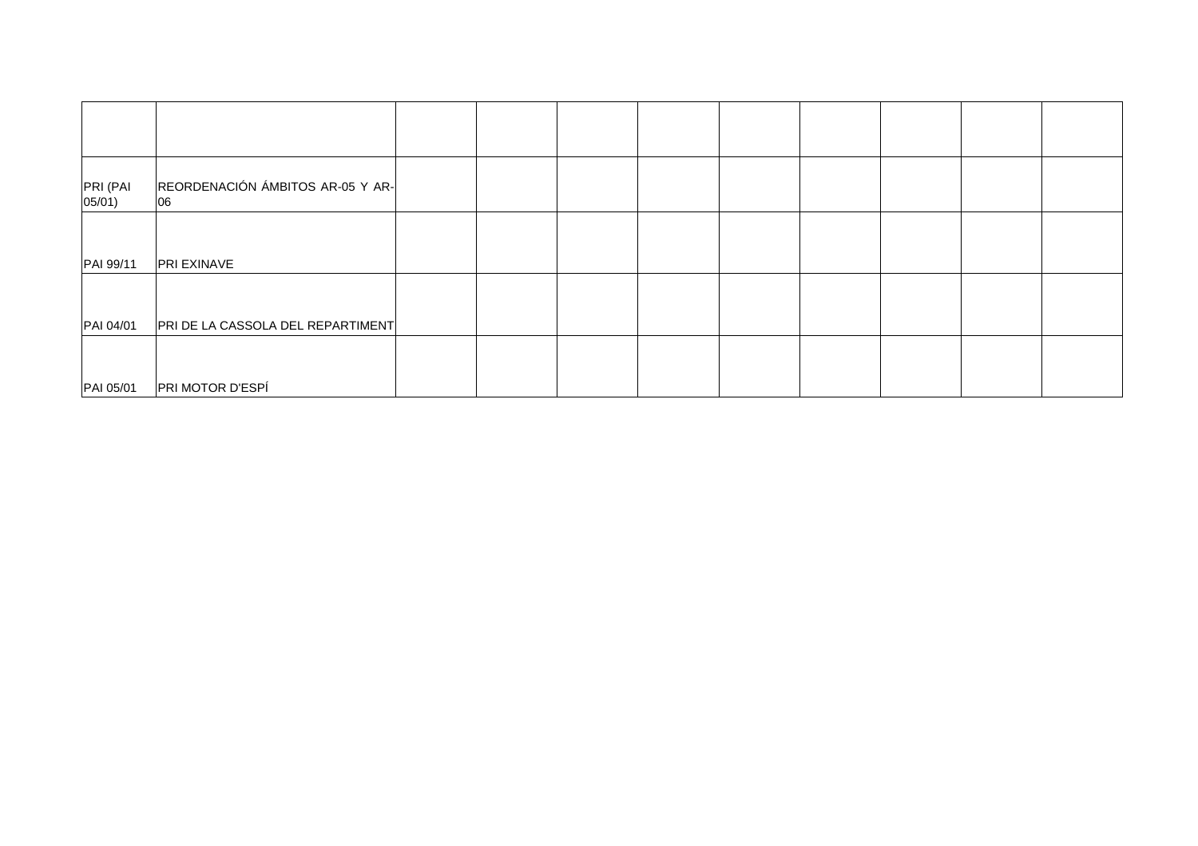| | | | | | | | | | | |
|---|---|---|---|---|---|---|---|---|---|---|
| PRI (PAI 05/01) | REORDENACIÓN ÁMBITOS AR-05 Y AR-06 | | | | | | | | | |
| PAI 99/11 | PRI EXINAVE | | | | | | | | | |
| PAI 04/01 | PRI DE LA CASSOLA DEL REPARTIMENT | | | | | | | | | |
| PAI 05/01 | PRI MOTOR D'ESPÍ | | | | | | | | | |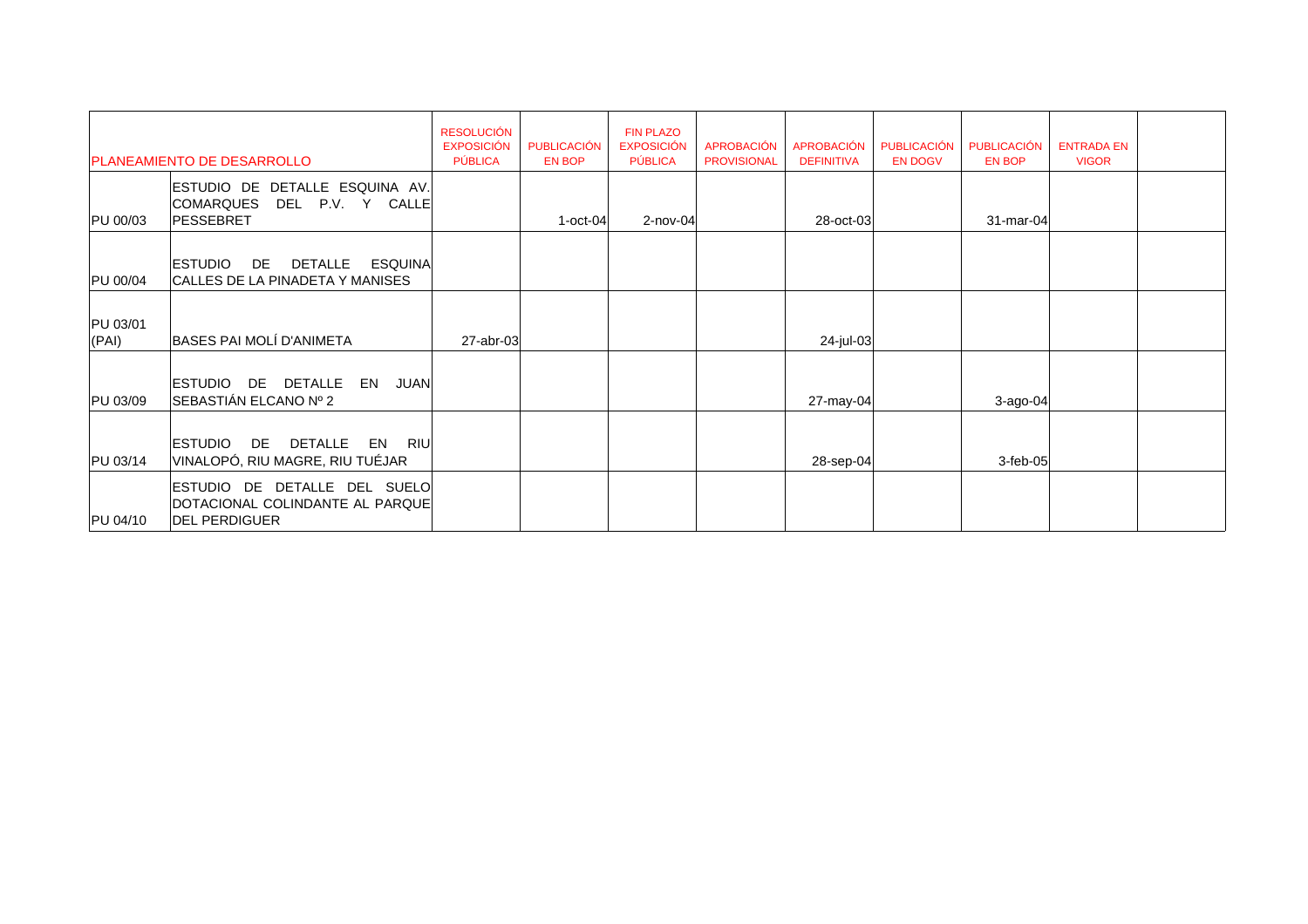| PLANEAMIENTO DE DESARROLLO | | RESOLUCIÓN EXPOSICIÓN PÚBLICA | PUBLICACIÓN EN BOP | FIN PLAZO EXPOSICIÓN PÚBLICA | APROBACIÓN PROVISIONAL | APROBACIÓN DEFINITIVA | PUBLICACIÓN EN DOGV | PUBLICACIÓN EN BOP | ENTRADA EN VIGOR | |
|---|---|---|---|---|---|---|---|---|---|---|
| PU 00/03 | ESTUDIO DE DETALLE ESQUINA AV. COMARQUES DEL P.V. Y CALLE PESSEBRET | | 1-oct-04 | 2-nov-04 | | 28-oct-03 | | 31-mar-04 | | |
| PU 00/04 | ESTUDIO DE DETALLE ESQUINA CALLES DE LA PINADETA Y MANISES | | | | | | | | | |
| PU 03/01 (PAI) | BASES PAI MOLÍ D'ANIMETA | 27-abr-03 | | | | 24-jul-03 | | | | |
| PU 03/09 | ESTUDIO DE DETALLE EN JUAN SEBASTIÁN ELCANO Nº 2 | | | | | 27-may-04 | | 3-ago-04 | | |
| PU 03/14 | ESTUDIO DE DETALLE EN RIU VINALOPÓ, RIU MAGRE, RIU TUÉJAR | | | | | 28-sep-04 | | 3-feb-05 | | |
| PU 04/10 | ESTUDIO DE DETALLE DEL SUELO DOTACIONAL COLINDANTE AL PARQUE DEL PERDIGUER | | | | | | | | | |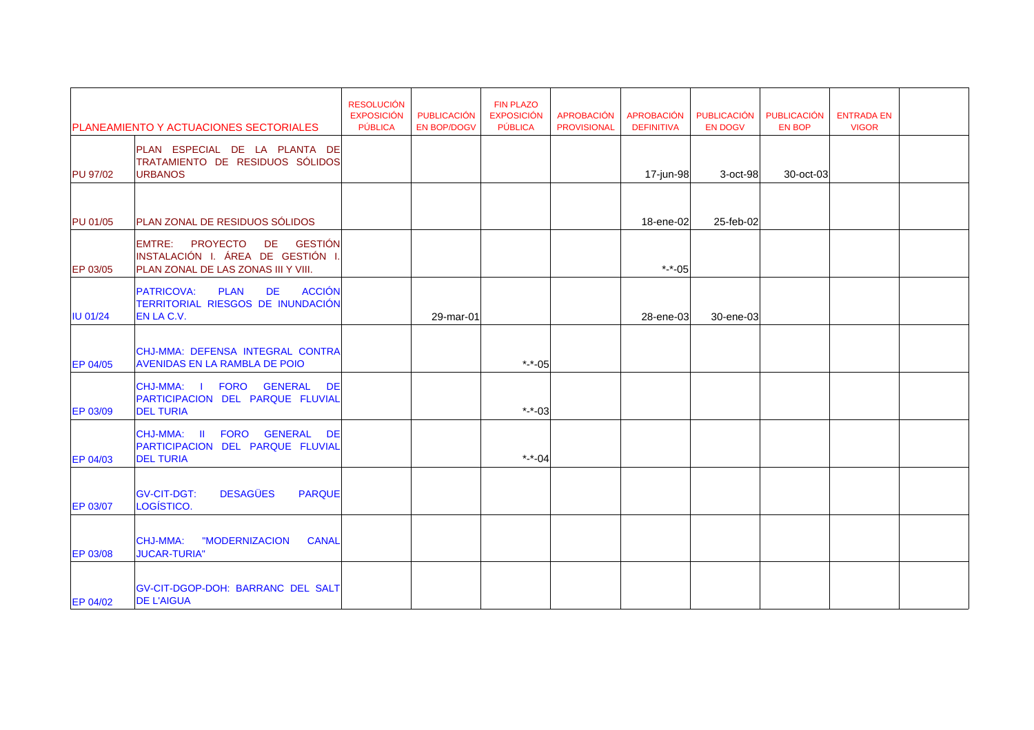| | PLANEAMIENTO Y ACTUACIONES SECTORIALES | RESOLUCIÓN EXPOSICIÓN PÚBLICA | PUBLICACIÓN EN BOP/DOGV | FIN PLAZO EXPOSICIÓN PÚBLICA | APROBACIÓN PROVISIONAL | APROBACIÓN DEFINITIVA | PUBLICACIÓN EN DOGV | PUBLICACIÓN EN BOP | ENTRADA EN VIGOR | |
|---|---|---|---|---|---|---|---|---|---|---|
| PU 97/02 | PLAN ESPECIAL DE LA PLANTA DE TRATAMIENTO DE RESIDUOS SÓLIDOS URBANOS | | | | | 17-jun-98 | 3-oct-98 | 30-oct-03 | | |
| PU 01/05 | PLAN ZONAL DE RESIDUOS SÓLIDOS | | | | | 18-ene-02 | 25-feb-02 | | | |
| EP 03/05 | EMTRE: PROYECTO DE GESTIÓN INSTALACIÓN I. ÁREA DE GESTIÓN I. PLAN ZONAL DE LAS ZONAS III Y VIII. | | | | | *-*-05 | | | | |
| IU 01/24 | PATRICOVA: PLAN DE ACCIÓN TERRITORIAL RIESGOS DE INUNDACIÓN EN LA C.V. | | 29-mar-01 | | | 28-ene-03 | 30-ene-03 | | | |
| EP 04/05 | CHJ-MMA: DEFENSA INTEGRAL CONTRA AVENIDAS EN LA RAMBLA DE POIO | | | *-*-05 | | | | | | |
| EP 03/09 | CHJ-MMA: I FORO GENERAL DE PARTICIPACION DEL PARQUE FLUVIAL DEL TURIA | | | *-*-03 | | | | | | |
| EP 04/03 | CHJ-MMA: II FORO GENERAL DE PARTICIPACION DEL PARQUE FLUVIAL DEL TURIA | | | *-*-04 | | | | | | |
| EP 03/07 | GV-CIT-DGT: DESAGÜES PARQUE LOGÍSTICO. | | | | | | | | | |
| EP 03/08 | CHJ-MMA: "MODERNIZACION CANAL JUCAR-TURIA" | | | | | | | | | |
| EP 04/02 | GV-CIT-DGOP-DOH: BARRANC DEL SALT DE L'AIGUA | | | | | | | | | |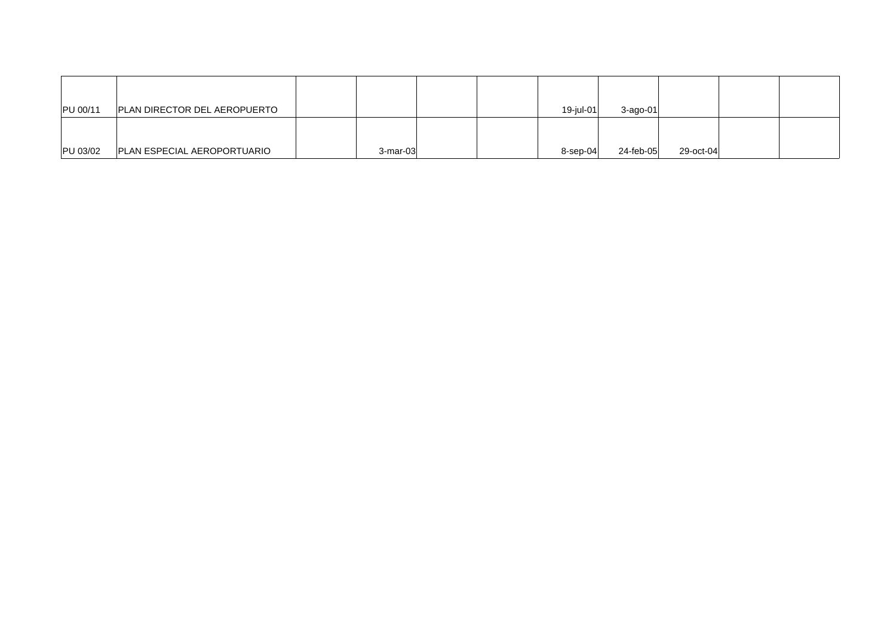| | | | | | | | | | | |
|---|---|---|---|---|---|---|---|---|---|---|
| PU 00/11 | PLAN DIRECTOR DEL AEROPUERTO | | | | | 19-jul-01 | 3-ago-01 | | | |
| PU 03/02 | PLAN ESPECIAL AEROPORTUARIO | | 3-mar-03 | | | 8-sep-04 | 24-feb-05 | 29-oct-04 | | |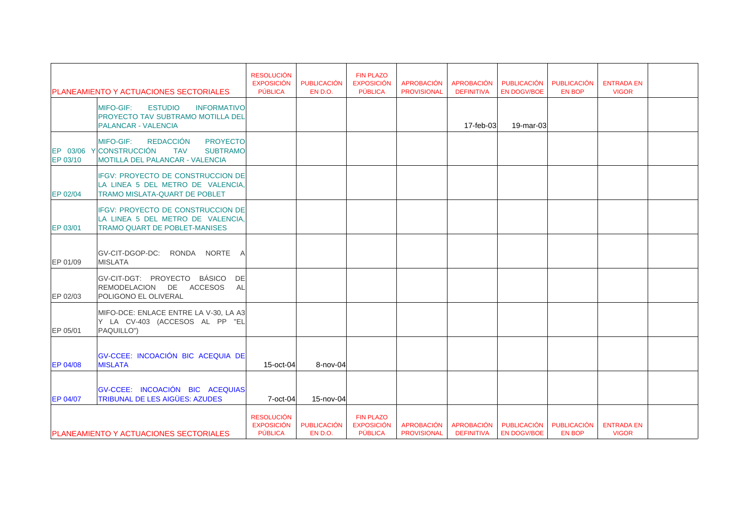| PLANEAMIENTO Y ACTUACIONES SECTORIALES | | RESOLUCIÓN EXPOSICIÓN PÚBLICA | PUBLICACIÓN EN D.O. | FIN PLAZO EXPOSICIÓN PÚBLICA | APROBACIÓN PROVISIONAL | APROBACIÓN DEFINITIVA | PUBLICACIÓN EN DOGV/BOE | PUBLICACIÓN EN BOP | ENTRADA EN VIGOR | |
|---|---|---|---|---|---|---|---|---|---|---|
| | MIFO-GIF: ESTUDIO INFORMATIVO PROYECTO TAV SUBTRAMO MOTILLA DEL PALANCAR - VALENCIA | | | | | 17-feb-03 | 19-mar-03 | | | |
| EP 03/06 Y EP 03/10 | MIFO-GIF: REDACCIÓN PROYECTO CONSTRUCCIÓN TAV SUBTRAMO MOTILLA DEL PALANCAR - VALENCIA | | | | | | | | | |
| EP 02/04 | IFGV: PROYECTO DE CONSTRUCCION DE LA LINEA 5 DEL METRO DE VALENCIA, TRAMO MISLATA-QUART DE POBLET | | | | | | | | | |
| EP 03/01 | IFGV: PROYECTO DE CONSTRUCCION DE LA LINEA 5 DEL METRO DE VALENCIA, TRAMO QUART DE POBLET-MANISES | | | | | | | | | |
| EP 01/09 | GV-CIT-DGOP-DC: RONDA NORTE A MISLATA | | | | | | | | | |
| EP 02/03 | GV-CIT-DGT: PROYECTO BÁSICO DE REMODELACION DE ACCESOS AL POLIGONO EL OLIVERAL | | | | | | | | | |
| EP 05/01 | MIFO-DCE: ENLACE ENTRE LA V-30, LA A3 Y LA CV-403 (ACCESOS AL PP "EL PAQUILLO") | | | | | | | | | |
| EP 04/08 | GV-CCEE: INCOACIÓN BIC ACEQUIA DE MISLATA | 15-oct-04 | 8-nov-04 | | | | | | | |
| EP 04/07 | GV-CCEE: INCOACIÓN BIC ACEQUIAS TRIBUNAL DE LES AIGÜES: AZUDES | 7-oct-04 | 15-nov-04 | | | | | | | |
| PLANEAMIENTO Y ACTUACIONES SECTORIALES | | RESOLUCIÓN EXPOSICIÓN PÚBLICA | PUBLICACIÓN EN D.O. | FIN PLAZO EXPOSICIÓN PÚBLICA | APROBACIÓN PROVISIONAL | APROBACIÓN DEFINITIVA | PUBLICACIÓN EN DOGV/BOE | PUBLICACIÓN EN BOP | ENTRADA EN VIGOR | |